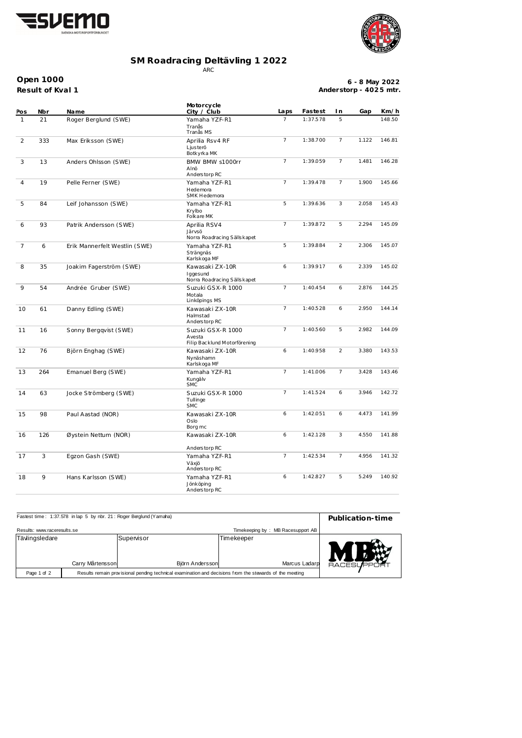# SM Roadracing Deltävling 1 2022

ARC

**Open 1000**
**Result of Kval 1**

**6 - 8 May 2022**
**Anderstorp - 4025 mtr.**

| Pos | Nbr | Name | Motorcycle City / Club | Laps | Fastest | In | Gap | Km/h |
|---|---|---|---|---|---|---|---|---|
| 1 | 21 | Roger Berglund (SWE) | Yamaha YZF-R1 Tranås Tranås MS | 7 | 1:37.578 | 5 | | 148.50 |
| 2 | 333 | Max Eriksson (SWE) | Aprilia Rsv4 RF Ljusterö Botkyrka MK | 7 | 1:38.700 | 7 | 1.122 | 146.81 |
| 3 | 13 | Anders Ohlsson (SWE) | BMW BMW s1000rr Alnö Anderstorp RC | 7 | 1:39.059 | 7 | 1.481 | 146.28 |
| 4 | 19 | Pelle Ferner (SWE) | Yamaha YZF-R1 Hedemora SMK Hedemora | 7 | 1:39.478 | 7 | 1.900 | 145.66 |
| 5 | 84 | Leif Johansson (SWE) | Yamaha YZF-R1 Krylbo Folkare MK | 5 | 1:39.636 | 3 | 2.058 | 145.43 |
| 6 | 93 | Patrik Andersson (SWE) | Aprilia RSV4 Järvsö Norra Roadracing Sällskapet | 7 | 1:39.872 | 5 | 2.294 | 145.09 |
| 7 | 6 | Erik Mannerfelt Westlin (SWE) | Yamaha YZF-R1 Strängnäs Karlskoga MF | 5 | 1:39.884 | 2 | 2.306 | 145.07 |
| 8 | 35 | Joakim Fagerström (SWE) | Kawasaki ZX-10R Iggesund Norra Roadracing Sällskapet | 6 | 1:39.917 | 6 | 2.339 | 145.02 |
| 9 | 54 | Andrée Gruber (SWE) | Suzuki GSX-R 1000 Motala Linköpings MS | 7 | 1:40.454 | 6 | 2.876 | 144.25 |
| 10 | 61 | Danny Edling (SWE) | Kawasaki ZX-10R Halmstad Anderstorp RC | 7 | 1:40.528 | 6 | 2.950 | 144.14 |
| 11 | 16 | Sonny Bergqvist (SWE) | Suzuki GSX-R 1000 Avesta Filip Backlund Motorförening | 7 | 1:40.560 | 5 | 2.982 | 144.09 |
| 12 | 76 | Björn Enghag (SWE) | Kawasaki ZX-10R Nynäshamn Karlskoga MF | 6 | 1:40.958 | 2 | 3.380 | 143.53 |
| 13 | 264 | Emanuel Berg (SWE) | Yamaha YZF-R1 Kungälv SMC | 7 | 1:41.006 | 7 | 3.428 | 143.46 |
| 14 | 63 | Jocke Strömberg (SWE) | Suzuki GSX-R 1000 Tullinge SMC | 7 | 1:41.524 | 6 | 3.946 | 142.72 |
| 15 | 98 | Paul Aastad (NOR) | Kawasaki ZX-10R Oslo Borg mc | 6 | 1:42.051 | 6 | 4.473 | 141.99 |
| 16 | 126 | Øystein Nettum (NOR) | Kawasaki ZX-10R Anderstorp RC | 6 | 1:42.128 | 3 | 4.550 | 141.88 |
| 17 | 3 | Egzon Gash (SWE) | Yamaha YZF-R1 Växjö Anderstorp RC | 7 | 1:42.534 | 7 | 4.956 | 141.32 |
| 18 | 9 | Hans Karlsson (SWE) | Yamaha YZF-R1 Jönköping Anderstorp RC | 6 | 1:42.827 | 5 | 5.249 | 140.92 |

Fastest time : 1:37.578 in lap 5 by nbr. 21 : Roger Berglund (Yamaha)

**Publication-time**

Results: www.raceresults.se

Timekeeping by : MB Racesupport AB

| Tävlingsledare | Supervisor | Timekeeper |
|---|---|---|
| Carry Mårtensson | Björn Andersson | Marcus Ladarp |

Results remain provisional pending technical examination and decisions from the stewards of the meeting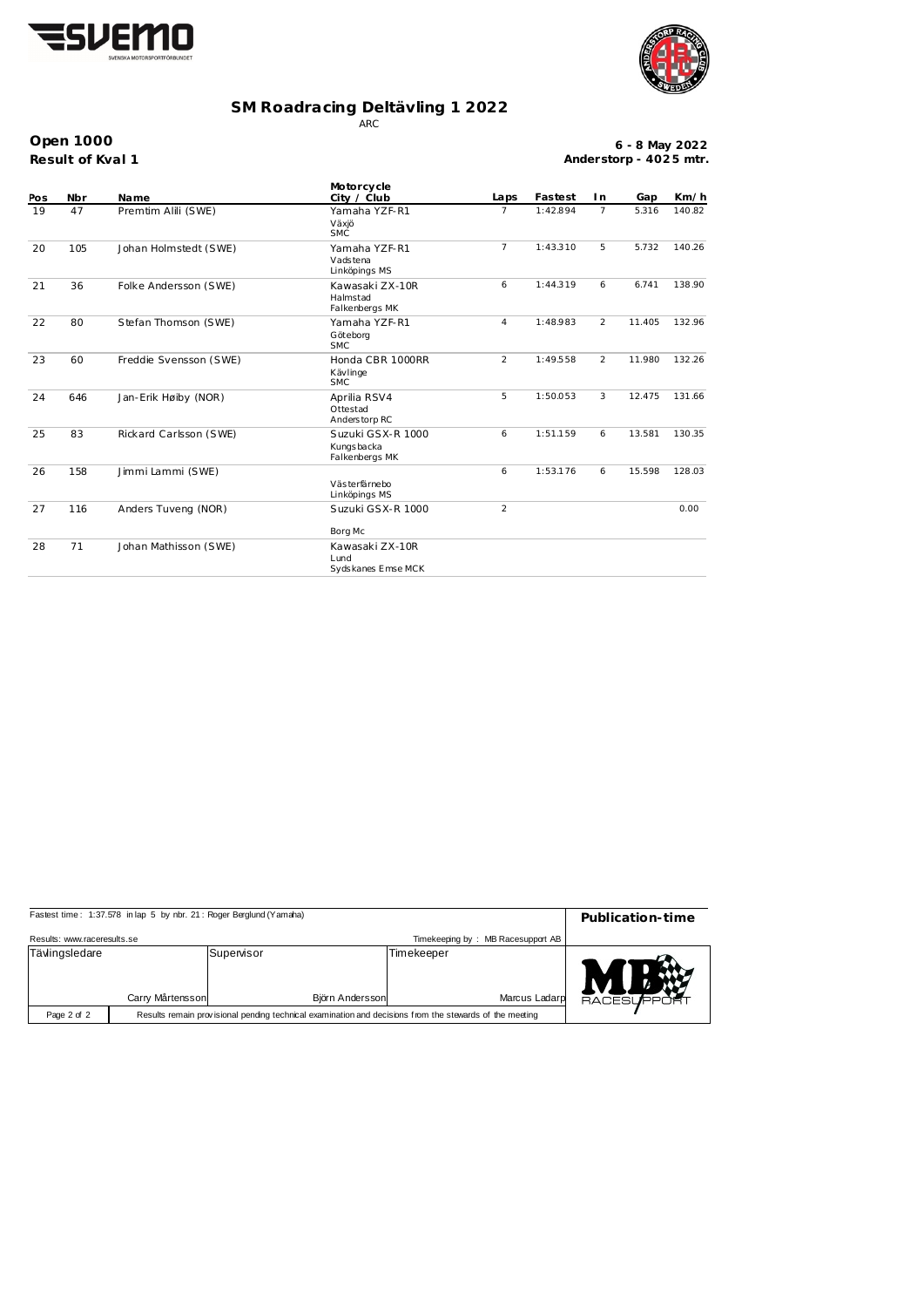# SM Roadracing Deltävling 1 2022

ARC

**Open 1000**

**Result of Kval 1**

**6 - 8 May 2022**

**Anderstorp - 4025 mtr.**

| Pos | Nbr | Name | Motorcycle City / Club | Laps | Fastest | In | Gap | Km/h |
|---|---|---|---|---|---|---|---|---|
| 19 | 47 | Premtim Alili (SWE) | Yamaha YZF-R1 Växjö SMC | 7 | 1:42.894 | 7 | 5.316 | 140.82 |
| 20 | 105 | Johan Holmstedt (SWE) | Yamaha YZF-R1 Vadstena Linköpings MS | 7 | 1:43.310 | 5 | 5.732 | 140.26 |
| 21 | 36 | Folke Andersson (SWE) | Kawasaki ZX-10R Halmstad Falkenbergs MK | 6 | 1:44.319 | 6 | 6.741 | 138.90 |
| 22 | 80 | Stefan Thomson (SWE) | Yamaha YZF-R1 Göteborg SMC | 4 | 1:48.983 | 2 | 11.405 | 132.96 |
| 23 | 60 | Freddie Svensson (SWE) | Honda CBR 1000RR Kävlinge SMC | 2 | 1:49.558 | 2 | 11.980 | 132.26 |
| 24 | 646 | Jan-Erik Høiby (NOR) | Aprilia RSV4 Ottestad Anderstorp RC | 5 | 1:50.053 | 3 | 12.475 | 131.66 |
| 25 | 83 | Rickard Carlsson (SWE) | Suzuki GSX-R 1000 Kungsbacka Falkenbergs MK | 6 | 1:51.159 | 6 | 13.581 | 130.35 |
| 26 | 158 | Jimmi Lammi (SWE) | Västerfärnebo Linköpings MS | 6 | 1:53.176 | 6 | 15.598 | 128.03 |
| 27 | 116 | Anders Tuveng (NOR) | Suzuki GSX-R 1000 Borg Mc | 2 | | | | 0.00 |
| 28 | 71 | Johan Mathisson (SWE) | Kawasaki ZX-10R Lund Sydskanes Emse MCK | | | | | |

Fastest time : 1:37.578 in lap 5 by nbr. 21 : Roger Berglund (Yamaha)

**Publication-time**

Results: www.raceresults.se

Timekeeping by : MB Racesupport AB

| Tävlingsledare | Supervisor | Timekeeper |
|---|---|---|
| Carry Mårtensson | Björn Andersson | Marcus Ladarp |

Results remain provisional pending technical examination and decisions from the stewards of the meeting